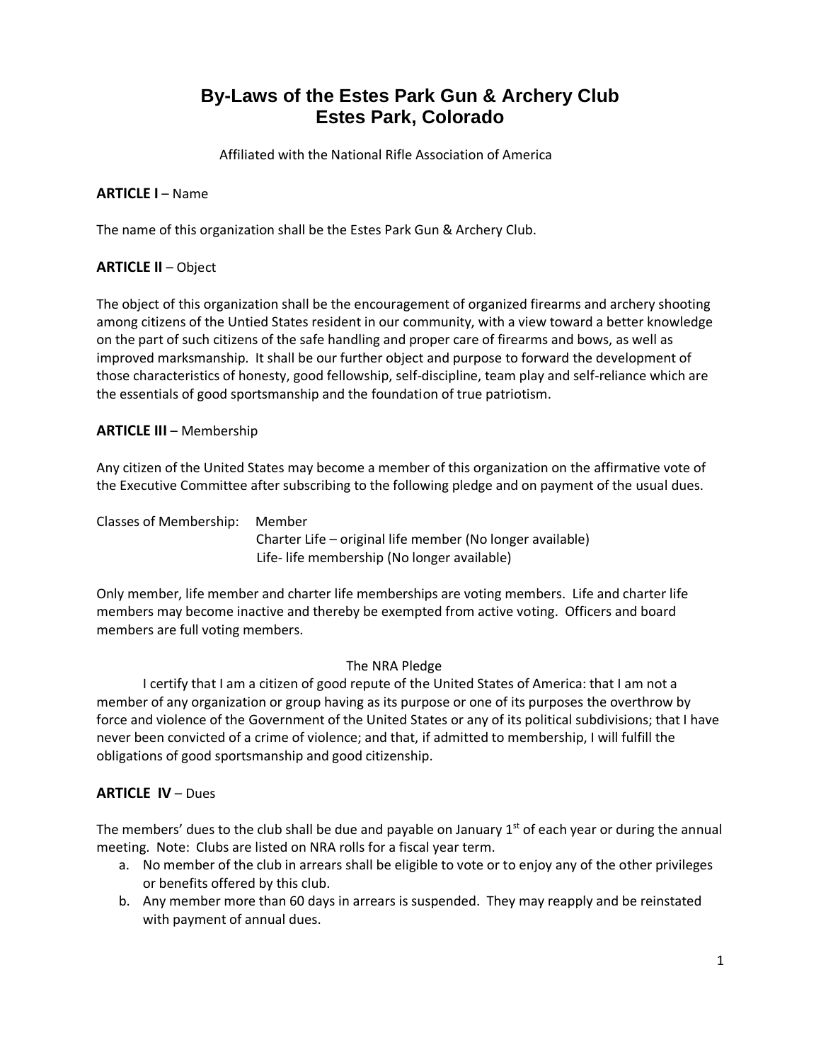# By-Laws of the Estes Park Gun & Archery Club
# Estes Park, Colorado

Affiliated with the National Rifle Association of America

**ARTICLE I** – Name

The name of this organization shall be the Estes Park Gun & Archery Club.

**ARTICLE II** – Object

The object of this organization shall be the encouragement of organized firearms and archery shooting among citizens of the Untied States resident in our community, with a view toward a better knowledge on the part of such citizens of the safe handling and proper care of firearms and bows, as well as improved marksmanship. It shall be our further object and purpose to forward the development of those characteristics of honesty, good fellowship, self-discipline, team play and self-reliance which are the essentials of good sportsmanship and the foundation of true patriotism.

**ARTICLE III** – Membership

Any citizen of the United States may become a member of this organization on the affirmative vote of the Executive Committee after subscribing to the following pledge and on payment of the usual dues.

Classes of Membership: Member
Charter Life – original life member (No longer available)
Life- life membership (No longer available)

Only member, life member and charter life memberships are voting members. Life and charter life members may become inactive and thereby be exempted from active voting. Officers and board members are full voting members.

The NRA Pledge

I certify that I am a citizen of good repute of the United States of America: that I am not a member of any organization or group having as its purpose or one of its purposes the overthrow by force and violence of the Government of the United States or any of its political subdivisions; that I have never been convicted of a crime of violence; and that, if admitted to membership, I will fulfill the obligations of good sportsmanship and good citizenship.

**ARTICLE IV** – Dues

The members' dues to the club shall be due and payable on January 1st of each year or during the annual meeting. Note: Clubs are listed on NRA rolls for a fiscal year term.

a. No member of the club in arrears shall be eligible to vote or to enjoy any of the other privileges or benefits offered by this club.
b. Any member more than 60 days in arrears is suspended. They may reapply and be reinstated with payment of annual dues.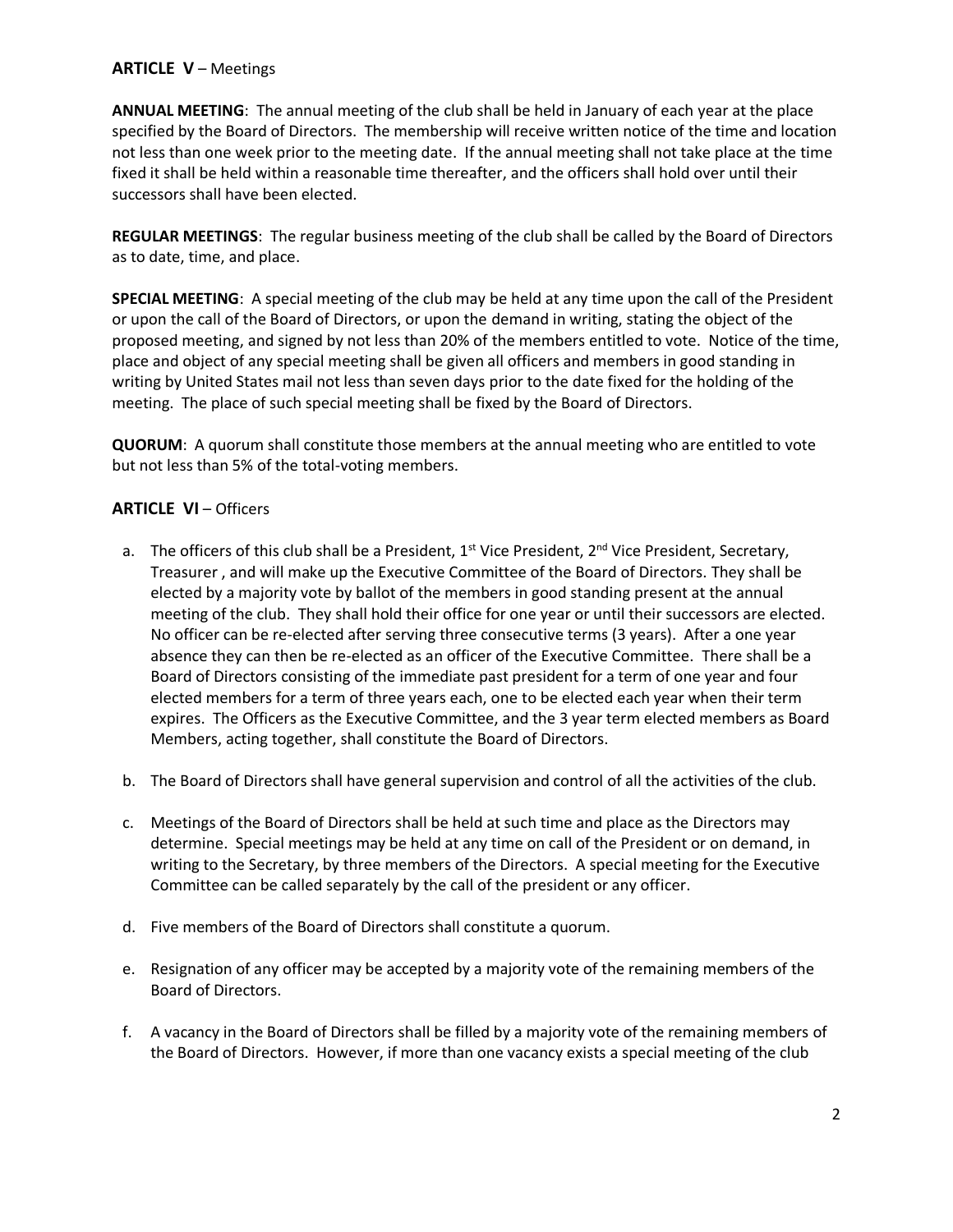## **ARTICLE V** – Meetings

**ANNUAL MEETING**: The annual meeting of the club shall be held in January of each year at the place specified by the Board of Directors. The membership will receive written notice of the time and location not less than one week prior to the meeting date. If the annual meeting shall not take place at the time fixed it shall be held within a reasonable time thereafter, and the officers shall hold over until their successors shall have been elected.

**REGULAR MEETINGS**: The regular business meeting of the club shall be called by the Board of Directors as to date, time, and place.

**SPECIAL MEETING**: A special meeting of the club may be held at any time upon the call of the President or upon the call of the Board of Directors, or upon the demand in writing, stating the object of the proposed meeting, and signed by not less than 20% of the members entitled to vote. Notice of the time, place and object of any special meeting shall be given all officers and members in good standing in writing by United States mail not less than seven days prior to the date fixed for the holding of the meeting. The place of such special meeting shall be fixed by the Board of Directors.

**QUORUM**: A quorum shall constitute those members at the annual meeting who are entitled to vote but not less than 5% of the total-voting members.

## **ARTICLE VI** – Officers

a. The officers of this club shall be a President, 1st Vice President, 2nd Vice President, Secretary, Treasurer , and will make up the Executive Committee of the Board of Directors. They shall be elected by a majority vote by ballot of the members in good standing present at the annual meeting of the club. They shall hold their office for one year or until their successors are elected. No officer can be re-elected after serving three consecutive terms (3 years). After a one year absence they can then be re-elected as an officer of the Executive Committee. There shall be a Board of Directors consisting of the immediate past president for a term of one year and four elected members for a term of three years each, one to be elected each year when their term expires. The Officers as the Executive Committee, and the 3 year term elected members as Board Members, acting together, shall constitute the Board of Directors.

b. The Board of Directors shall have general supervision and control of all the activities of the club.

c. Meetings of the Board of Directors shall be held at such time and place as the Directors may determine. Special meetings may be held at any time on call of the President or on demand, in writing to the Secretary, by three members of the Directors. A special meeting for the Executive Committee can be called separately by the call of the president or any officer.

d. Five members of the Board of Directors shall constitute a quorum.

e. Resignation of any officer may be accepted by a majority vote of the remaining members of the Board of Directors.

f. A vacancy in the Board of Directors shall be filled by a majority vote of the remaining members of the Board of Directors. However, if more than one vacancy exists a special meeting of the club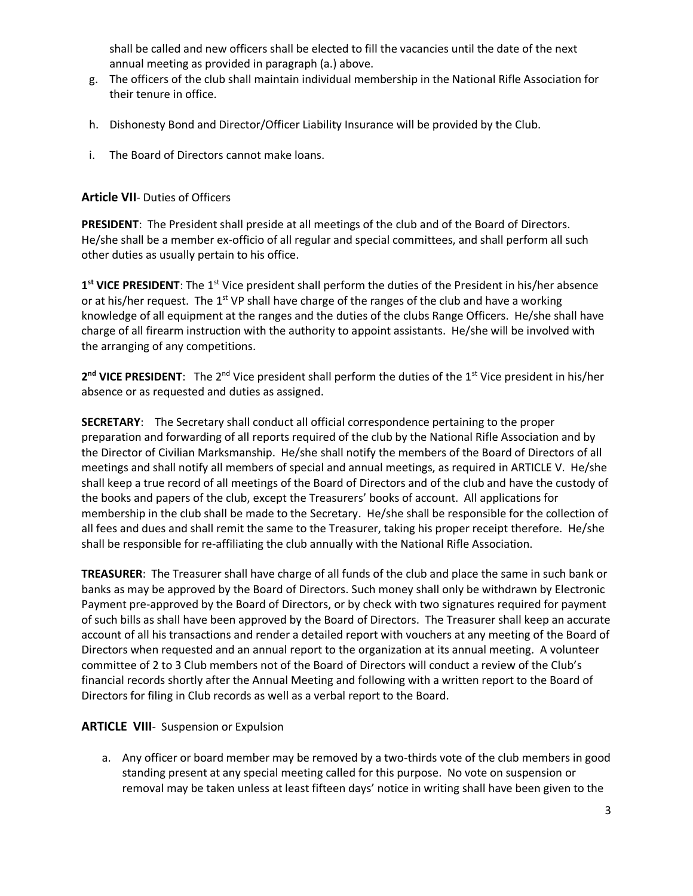shall be called and new officers shall be elected to fill the vacancies until the date of the next annual meeting as provided in paragraph (a.) above.

g. The officers of the club shall maintain individual membership in the National Rifle Association for their tenure in office.

h. Dishonesty Bond and Director/Officer Liability Insurance will be provided by the Club.

i. The Board of Directors cannot make loans.

## **Article VII**- Duties of Officers

**PRESIDENT**: The President shall preside at all meetings of the club and of the Board of Directors. He/she shall be a member ex-officio of all regular and special committees, and shall perform all such other duties as usually pertain to his office.

**1st VICE PRESIDENT**: The 1st Vice president shall perform the duties of the President in his/her absence or at his/her request. The 1st VP shall have charge of the ranges of the club and have a working knowledge of all equipment at the ranges and the duties of the clubs Range Officers. He/she shall have charge of all firearm instruction with the authority to appoint assistants. He/she will be involved with the arranging of any competitions.

**2nd VICE PRESIDENT**: The 2nd Vice president shall perform the duties of the 1st Vice president in his/her absence or as requested and duties as assigned.

**SECRETARY**: The Secretary shall conduct all official correspondence pertaining to the proper preparation and forwarding of all reports required of the club by the National Rifle Association and by the Director of Civilian Marksmanship. He/she shall notify the members of the Board of Directors of all meetings and shall notify all members of special and annual meetings, as required in ARTICLE V. He/she shall keep a true record of all meetings of the Board of Directors and of the club and have the custody of the books and papers of the club, except the Treasurers' books of account. All applications for membership in the club shall be made to the Secretary. He/she shall be responsible for the collection of all fees and dues and shall remit the same to the Treasurer, taking his proper receipt therefore. He/she shall be responsible for re-affiliating the club annually with the National Rifle Association.

**TREASURER**: The Treasurer shall have charge of all funds of the club and place the same in such bank or banks as may be approved by the Board of Directors. Such money shall only be withdrawn by Electronic Payment pre-approved by the Board of Directors, or by check with two signatures required for payment of such bills as shall have been approved by the Board of Directors. The Treasurer shall keep an accurate account of all his transactions and render a detailed report with vouchers at any meeting of the Board of Directors when requested and an annual report to the organization at its annual meeting. A volunteer committee of 2 to 3 Club members not of the Board of Directors will conduct a review of the Club's financial records shortly after the Annual Meeting and following with a written report to the Board of Directors for filing in Club records as well as a verbal report to the Board.

## **ARTICLE VIII**- Suspension or Expulsion

a. Any officer or board member may be removed by a two-thirds vote of the club members in good standing present at any special meeting called for this purpose. No vote on suspension or removal may be taken unless at least fifteen days' notice in writing shall have been given to the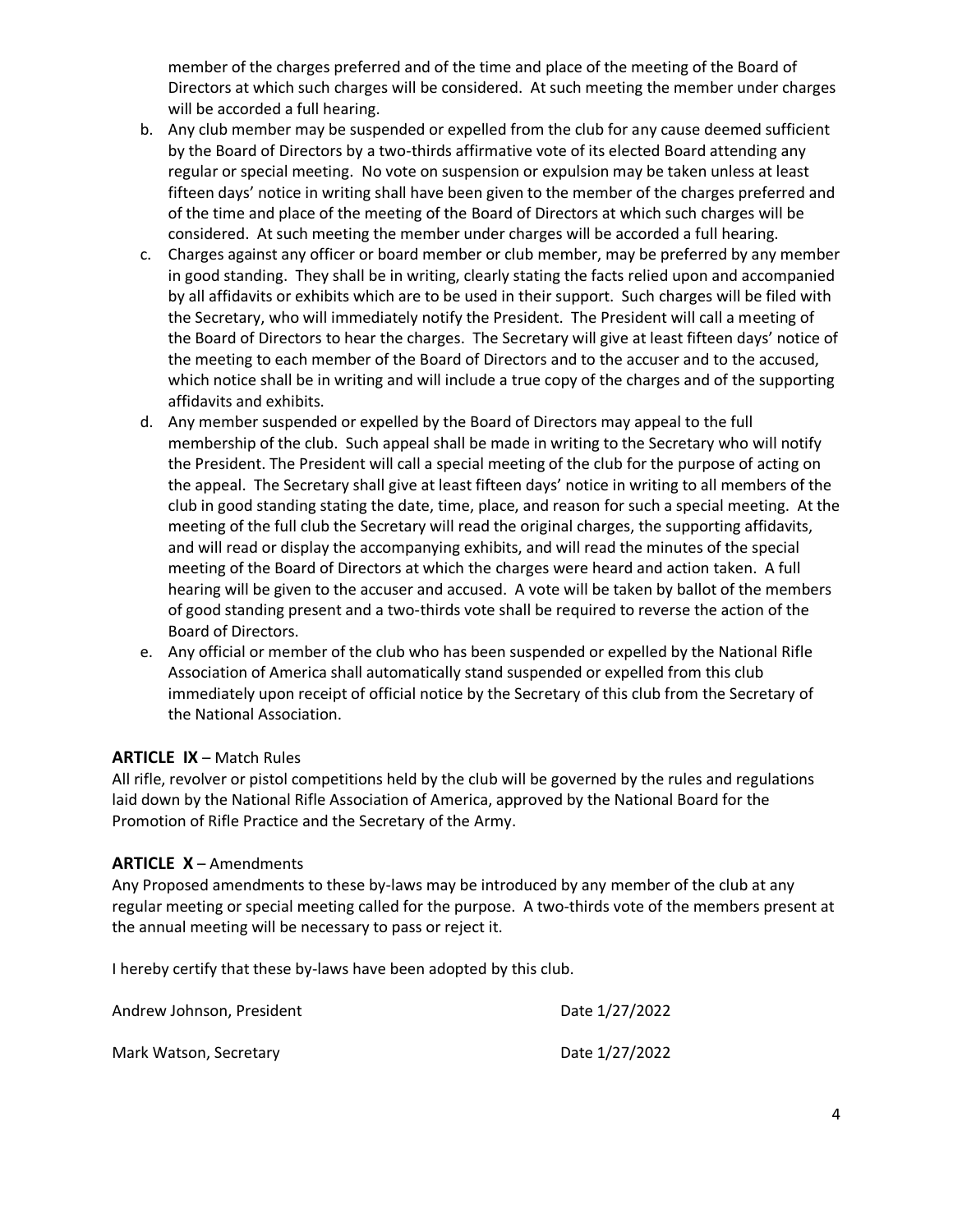member of the charges preferred and of the time and place of the meeting of the Board of Directors at which such charges will be considered. At such meeting the member under charges will be accorded a full hearing.

b. Any club member may be suspended or expelled from the club for any cause deemed sufficient by the Board of Directors by a two-thirds affirmative vote of its elected Board attending any regular or special meeting. No vote on suspension or expulsion may be taken unless at least fifteen days' notice in writing shall have been given to the member of the charges preferred and of the time and place of the meeting of the Board of Directors at which such charges will be considered. At such meeting the member under charges will be accorded a full hearing.
c. Charges against any officer or board member or club member, may be preferred by any member in good standing. They shall be in writing, clearly stating the facts relied upon and accompanied by all affidavits or exhibits which are to be used in their support. Such charges will be filed with the Secretary, who will immediately notify the President. The President will call a meeting of the Board of Directors to hear the charges. The Secretary will give at least fifteen days' notice of the meeting to each member of the Board of Directors and to the accuser and to the accused, which notice shall be in writing and will include a true copy of the charges and of the supporting affidavits and exhibits.
d. Any member suspended or expelled by the Board of Directors may appeal to the full membership of the club. Such appeal shall be made in writing to the Secretary who will notify the President. The President will call a special meeting of the club for the purpose of acting on the appeal. The Secretary shall give at least fifteen days' notice in writing to all members of the club in good standing stating the date, time, place, and reason for such a special meeting. At the meeting of the full club the Secretary will read the original charges, the supporting affidavits, and will read or display the accompanying exhibits, and will read the minutes of the special meeting of the Board of Directors at which the charges were heard and action taken. A full hearing will be given to the accuser and accused. A vote will be taken by ballot of the members of good standing present and a two-thirds vote shall be required to reverse the action of the Board of Directors.
e. Any official or member of the club who has been suspended or expelled by the National Rifle Association of America shall automatically stand suspended or expelled from this club immediately upon receipt of official notice by the Secretary of this club from the Secretary of the National Association.

**ARTICLE IX** – Match Rules

All rifle, revolver or pistol competitions held by the club will be governed by the rules and regulations laid down by the National Rifle Association of America, approved by the National Board for the Promotion of Rifle Practice and the Secretary of the Army.

**ARTICLE X** – Amendments

Any Proposed amendments to these by-laws may be introduced by any member of the club at any regular meeting or special meeting called for the purpose. A two-thirds vote of the members present at the annual meeting will be necessary to pass or reject it.

I hereby certify that these by-laws have been adopted by this club.

Andrew Johnson, President Date 1/27/2022

Mark Watson, Secretary Date 1/27/2022